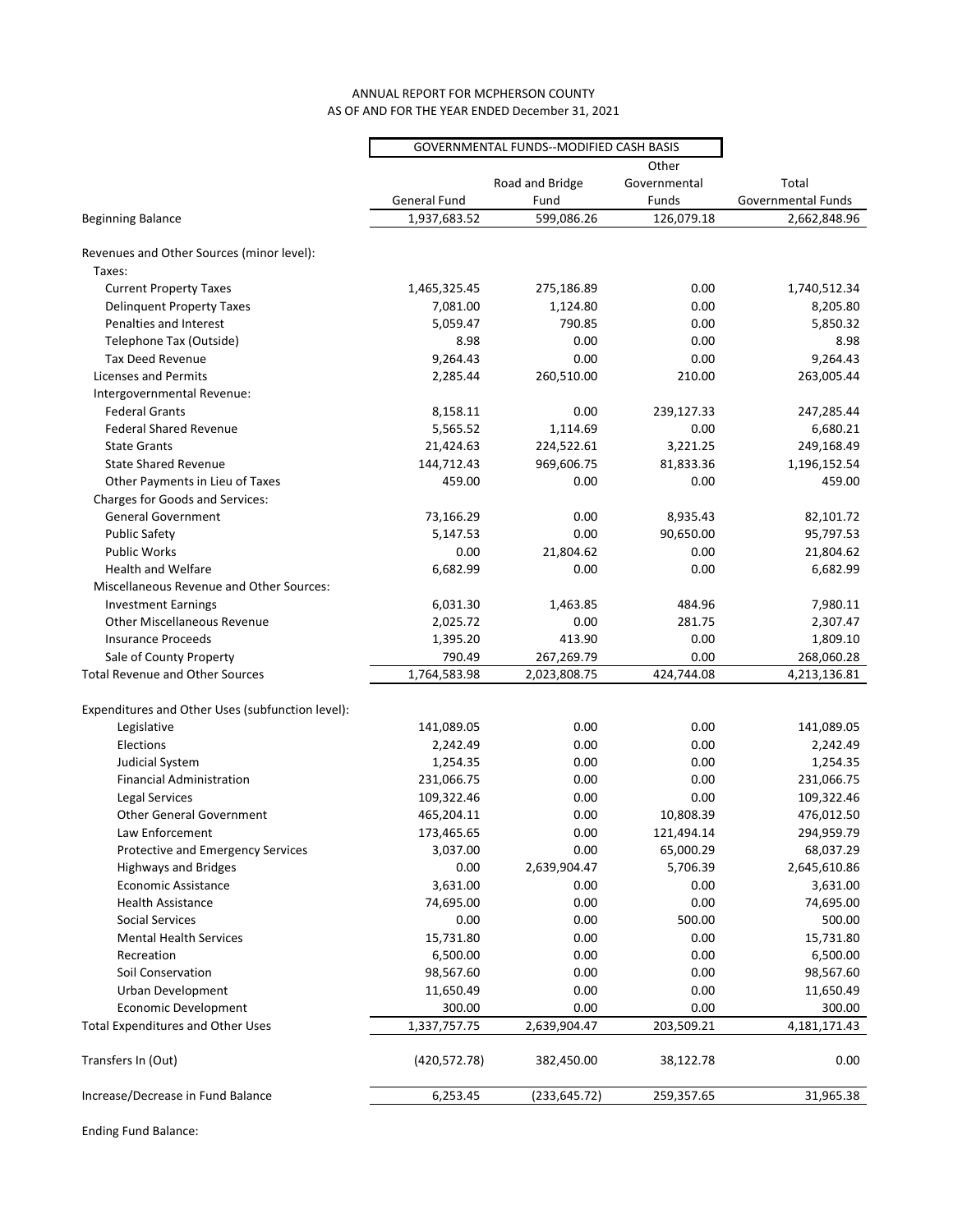ANNUAL REPORT FOR MCPHERSON COUNTY
AS OF AND FOR THE YEAR ENDED December 31, 2021

| | GOVERNMENTAL FUNDS--MODIFIED CASH BASIS | | | |
|---|---|---|---|---|
| | General Fund | Road and Bridge Fund | Other Governmental Funds | Total Governmental Funds |
| Beginning Balance | 1,937,683.52 | 599,086.26 | 126,079.18 | 2,662,848.96 |
| | | | | |
| Revenues and Other Sources (minor level): | | | | |
| Taxes: | | | | |
| Current Property Taxes | 1,465,325.45 | 275,186.89 | 0.00 | 1,740,512.34 |
| Delinquent Property Taxes | 7,081.00 | 1,124.80 | 0.00 | 8,205.80 |
| Penalties and Interest | 5,059.47 | 790.85 | 0.00 | 5,850.32 |
| Telephone Tax (Outside) | 8.98 | 0.00 | 0.00 | 8.98 |
| Tax Deed Revenue | 9,264.43 | 0.00 | 0.00 | 9,264.43 |
| Licenses and Permits | 2,285.44 | 260,510.00 | 210.00 | 263,005.44 |
| Intergovernmental Revenue: | | | | |
| Federal Grants | 8,158.11 | 0.00 | 239,127.33 | 247,285.44 |
| Federal Shared Revenue | 5,565.52 | 1,114.69 | 0.00 | 6,680.21 |
| State Grants | 21,424.63 | 224,522.61 | 3,221.25 | 249,168.49 |
| State Shared Revenue | 144,712.43 | 969,606.75 | 81,833.36 | 1,196,152.54 |
| Other Payments in Lieu of Taxes | 459.00 | 0.00 | 0.00 | 459.00 |
| Charges for Goods and Services: | | | | |
| General Government | 73,166.29 | 0.00 | 8,935.43 | 82,101.72 |
| Public Safety | 5,147.53 | 0.00 | 90,650.00 | 95,797.53 |
| Public Works | 0.00 | 21,804.62 | 0.00 | 21,804.62 |
| Health and Welfare | 6,682.99 | 0.00 | 0.00 | 6,682.99 |
| Miscellaneous Revenue and Other Sources: | | | | |
| Investment Earnings | 6,031.30 | 1,463.85 | 484.96 | 7,980.11 |
| Other Miscellaneous Revenue | 2,025.72 | 0.00 | 281.75 | 2,307.47 |
| Insurance Proceeds | 1,395.20 | 413.90 | 0.00 | 1,809.10 |
| Sale of County Property | 790.49 | 267,269.79 | 0.00 | 268,060.28 |
| Total Revenue and Other Sources | 1,764,583.98 | 2,023,808.75 | 424,744.08 | 4,213,136.81 |
| | | | | |
| Expenditures and Other Uses (subfunction level): | | | | |
| Legislative | 141,089.05 | 0.00 | 0.00 | 141,089.05 |
| Elections | 2,242.49 | 0.00 | 0.00 | 2,242.49 |
| Judicial System | 1,254.35 | 0.00 | 0.00 | 1,254.35 |
| Financial Administration | 231,066.75 | 0.00 | 0.00 | 231,066.75 |
| Legal Services | 109,322.46 | 0.00 | 0.00 | 109,322.46 |
| Other General Government | 465,204.11 | 0.00 | 10,808.39 | 476,012.50 |
| Law Enforcement | 173,465.65 | 0.00 | 121,494.14 | 294,959.79 |
| Protective and Emergency Services | 3,037.00 | 0.00 | 65,000.29 | 68,037.29 |
| Highways and Bridges | 0.00 | 2,639,904.47 | 5,706.39 | 2,645,610.86 |
| Economic Assistance | 3,631.00 | 0.00 | 0.00 | 3,631.00 |
| Health Assistance | 74,695.00 | 0.00 | 0.00 | 74,695.00 |
| Social Services | 0.00 | 0.00 | 500.00 | 500.00 |
| Mental Health Services | 15,731.80 | 0.00 | 0.00 | 15,731.80 |
| Recreation | 6,500.00 | 0.00 | 0.00 | 6,500.00 |
| Soil Conservation | 98,567.60 | 0.00 | 0.00 | 98,567.60 |
| Urban Development | 11,650.49 | 0.00 | 0.00 | 11,650.49 |
| Economic Development | 300.00 | 0.00 | 0.00 | 300.00 |
| Total Expenditures and Other Uses | 1,337,757.75 | 2,639,904.47 | 203,509.21 | 4,181,171.43 |
| | | | | |
| Transfers In (Out) | (420,572.78) | 382,450.00 | 38,122.78 | 0.00 |
| | | | | |
| Increase/Decrease in Fund Balance | 6,253.45 | (233,645.72) | 259,357.65 | 31,965.38 |

Ending Fund Balance: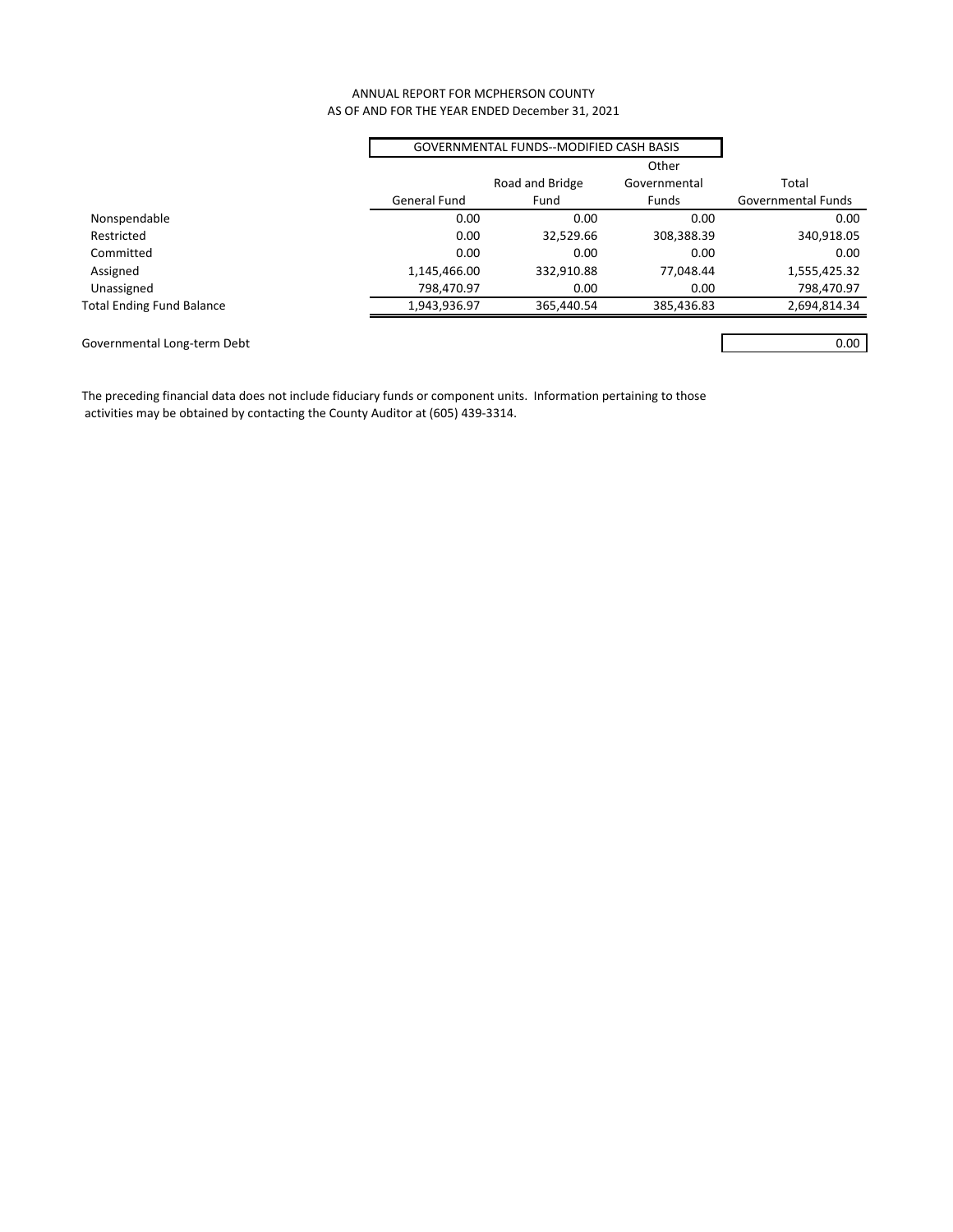ANNUAL REPORT FOR MCPHERSON COUNTY
AS OF AND FOR THE YEAR ENDED December 31, 2021

| | GOVERNMENTAL FUNDS--MODIFIED CASH BASIS | | | |
|---|---|---|---|---|
| | General Fund | Road and Bridge Fund | Other Governmental Funds | Total Governmental Funds |
| Nonspendable | 0.00 | 0.00 | 0.00 | 0.00 |
| Restricted | 0.00 | 32,529.66 | 308,388.39 | 340,918.05 |
| Committed | 0.00 | 0.00 | 0.00 | 0.00 |
| Assigned | 1,145,466.00 | 332,910.88 | 77,048.44 | 1,555,425.32 |
| Unassigned | 798,470.97 | 0.00 | 0.00 | 798,470.97 |
| Total Ending Fund Balance | 1,943,936.97 | 365,440.54 | 385,436.83 | 2,694,814.34 |
| Governmental Long-term Debt | | | | 0.00 |

The preceding financial data does not include fiduciary funds or component units. Information pertaining to those activities may be obtained by contacting the County Auditor at (605) 439-3314.